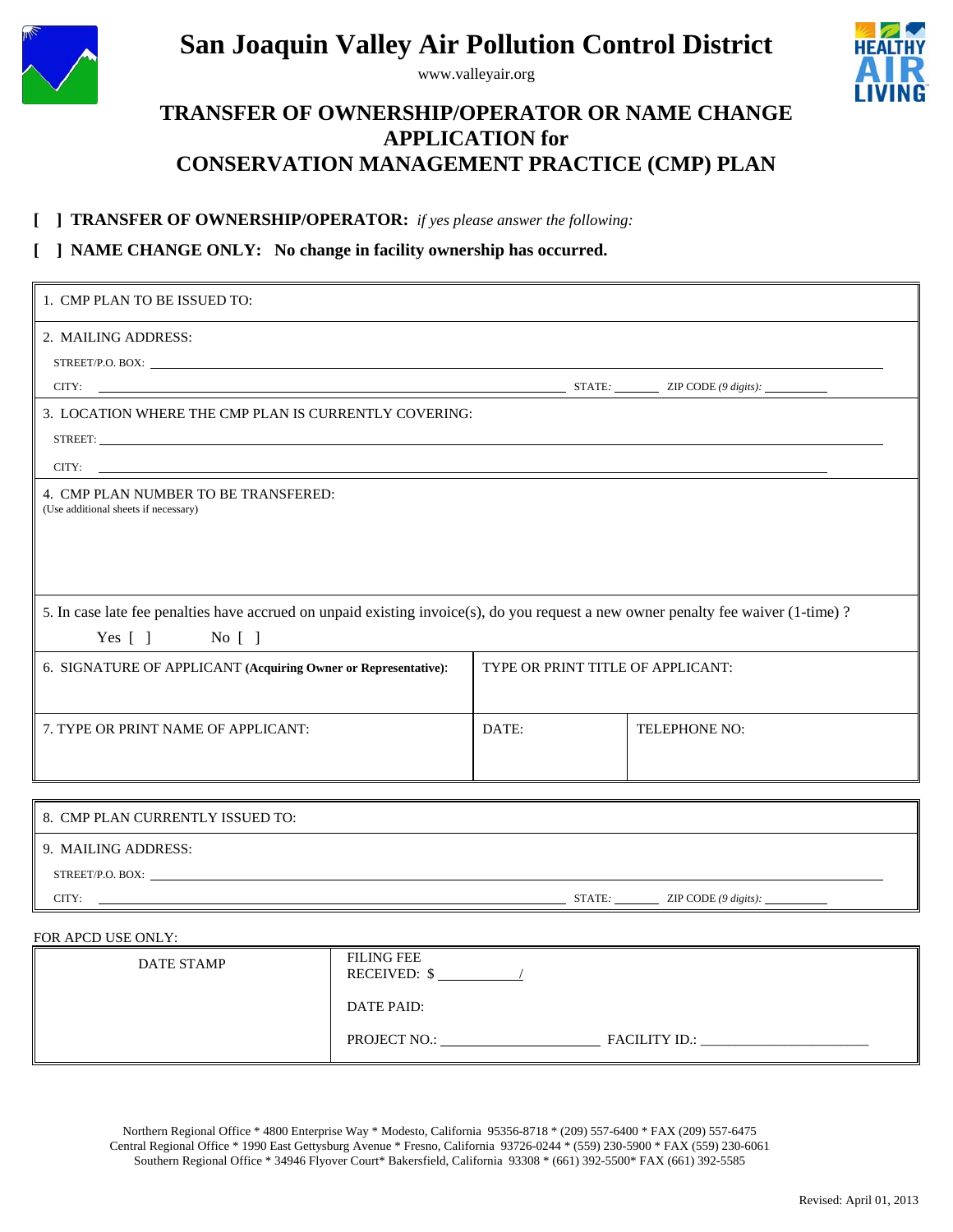# San Joaquin Valley Air Pollution Control District

www.valleyair.org

## TRANSFER OF OWNERSHIP/OPERATOR OR NAME CHANGE APPLICATION for CONSERVATION MANAGEMENT PRACTICE (CMP) PLAN

[ ] **TRANSFER OF OWNERSHIP/OPERATOR:** *if yes please answer the following:*

[ ] **NAME CHANGE ONLY: No change in facility ownership has occurred.**

1. CMP PLAN TO BE ISSUED TO:

2. MAILING ADDRESS:

STREET/P.O. BOX: ______________________

CITY: ______________________ STATE: ________ ZIP CODE *(9 digits)*: ________

3. LOCATION WHERE THE CMP PLAN IS CURRENTLY COVERING:

STREET: ______________________

CITY: ______________________

4. CMP PLAN NUMBER TO BE TRANSFERED:
(Use additional sheets if necessary)

5. In case late fee penalties have accrued on unpaid existing invoice(s), do you request a new owner penalty fee waiver (1-time) ?

Yes [ ]  No [ ]

| 6. SIGNATURE OF APPLICANT **(Acquiring Owner or Representative)**: | TYPE OR PRINT TITLE OF APPLICANT: | |
|---|---|---|
| 7. TYPE OR PRINT NAME OF APPLICANT: | DATE: | TELEPHONE NO: |

8. CMP PLAN CURRENTLY ISSUED TO:

9. MAILING ADDRESS:

STREET/P.O. BOX: ______________________

CITY: ______________________ STATE: ________ ZIP CODE *(9 digits)*: ________

FOR APCD USE ONLY:

| DATE STAMP | FILING FEE RECEIVED: $ ________/<br>DATE PAID:<br>PROJECT NO.: ________ FACILITY ID.: ________ |
|---|---|

Northern Regional Office * 4800 Enterprise Way * Modesto, California 95356-8718 * (209) 557-6400 * FAX (209) 557-6475
Central Regional Office * 1990 East Gettysburg Avenue * Fresno, California 93726-0244 * (559) 230-5900 * FAX (559) 230-6061
Southern Regional Office * 34946 Flyover Court* Bakersfield, California 93308 * (661) 392-5500* FAX (661) 392-5585

Revised: April 01, 2013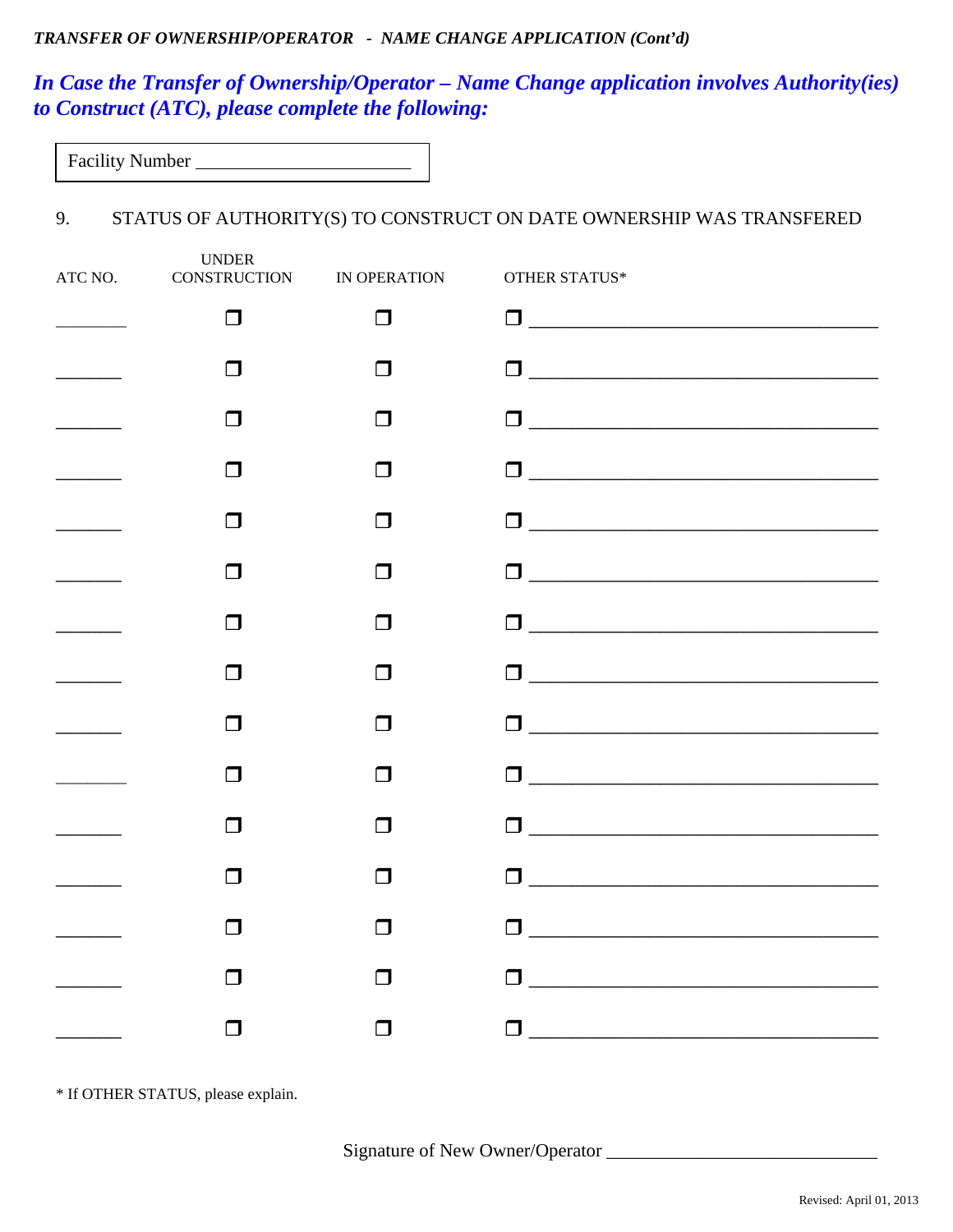*TRANSFER OF OWNERSHIP/OPERATOR - NAME CHANGE APPLICATION (Cont'd)*

## *In Case the Transfer of Ownership/Operator – Name Change application involves Authority(ies) to Construct (ATC), please complete the following:*

Facility Number ______________________

9. STATUS OF AUTHORITY(S) TO CONSTRUCT ON DATE OWNERSHIP WAS TRANSFERED

| ATC NO. | UNDER CONSTRUCTION | IN OPERATION | OTHER STATUS* |
|---|---|---|---|
| ________ | ❒ | ❒ | ❒ ______________________________________ |
| ________ | ❒ | ❒ | ❒ ______________________________________ |
| ________ | ❒ | ❒ | ❒ ______________________________________ |
| ________ | ❒ | ❒ | ❒ ______________________________________ |
| ________ | ❒ | ❒ | ❒ ______________________________________ |
| ________ | ❒ | ❒ | ❒ ______________________________________ |
| ________ | ❒ | ❒ | ❒ ______________________________________ |
| ________ | ❒ | ❒ | ❒ ______________________________________ |
| ________ | ❒ | ❒ | ❒ ______________________________________ |
| ________ | ❒ | ❒ | ❒ ______________________________________ |
| ________ | ❒ | ❒ | ❒ ______________________________________ |
| ________ | ❒ | ❒ | ❒ ______________________________________ |
| ________ | ❒ | ❒ | ❒ ______________________________________ |
| ________ | ❒ | ❒ | ❒ ______________________________________ |
| ________ | ❒ | ❒ | ❒ ______________________________________ |

* If OTHER STATUS, please explain.

Signature of New Owner/Operator ____________________________

Revised: April 01, 2013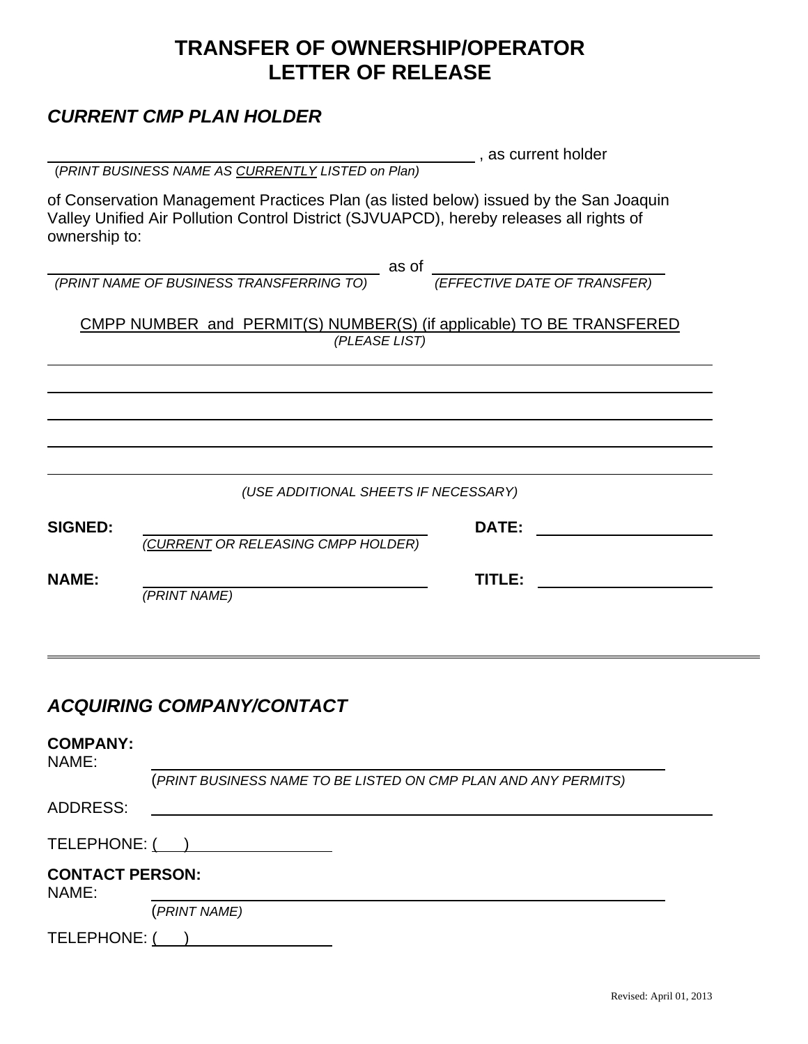# TRANSFER OF OWNERSHIP/OPERATOR LETTER OF RELEASE

## *CURRENT CMP PLAN HOLDER*

______________________________________________ , as current holder
(*PRINT BUSINESS NAME AS CURRENTLY LISTED on Plan)*

of Conservation Management Practices Plan (as listed below) issued by the San Joaquin Valley Unified Air Pollution Control District (SJVUAPCD), hereby releases all rights of ownership to:

______________________________________ as of ______________________________
*(PRINT NAME OF BUSINESS TRANSFERRING TO)* *(EFFECTIVE DATE OF TRANSFER)*

CMPP NUMBER and PERMIT(S) NUMBER(S) (if applicable) TO BE TRANSFERED
*(PLEASE LIST)*

________________________________________________________________________

________________________________________________________________________

________________________________________________________________________

________________________________________________________________________

________________________________________________________________________

*(USE ADDITIONAL SHEETS IF NECESSARY)*

**SIGNED:** ______________________________ **DATE:** ____________________
*(CURRENT OR RELEASING CMPP HOLDER)*

**NAME:** ______________________________ **TITLE:** ____________________
*(PRINT NAME)*

---

## *ACQUIRING COMPANY/CONTACT*

**COMPANY:**
NAME: ______________________________________________
(*PRINT BUSINESS NAME TO BE LISTED ON CMP PLAN AND ANY PERMITS)*

ADDRESS: ______________________________________________

TELEPHONE: ( ) ________________

**CONTACT PERSON:**
NAME: ______________________________________________
(*PRINT NAME)*

TELEPHONE: ( ) ________________

Revised: April 01, 2013